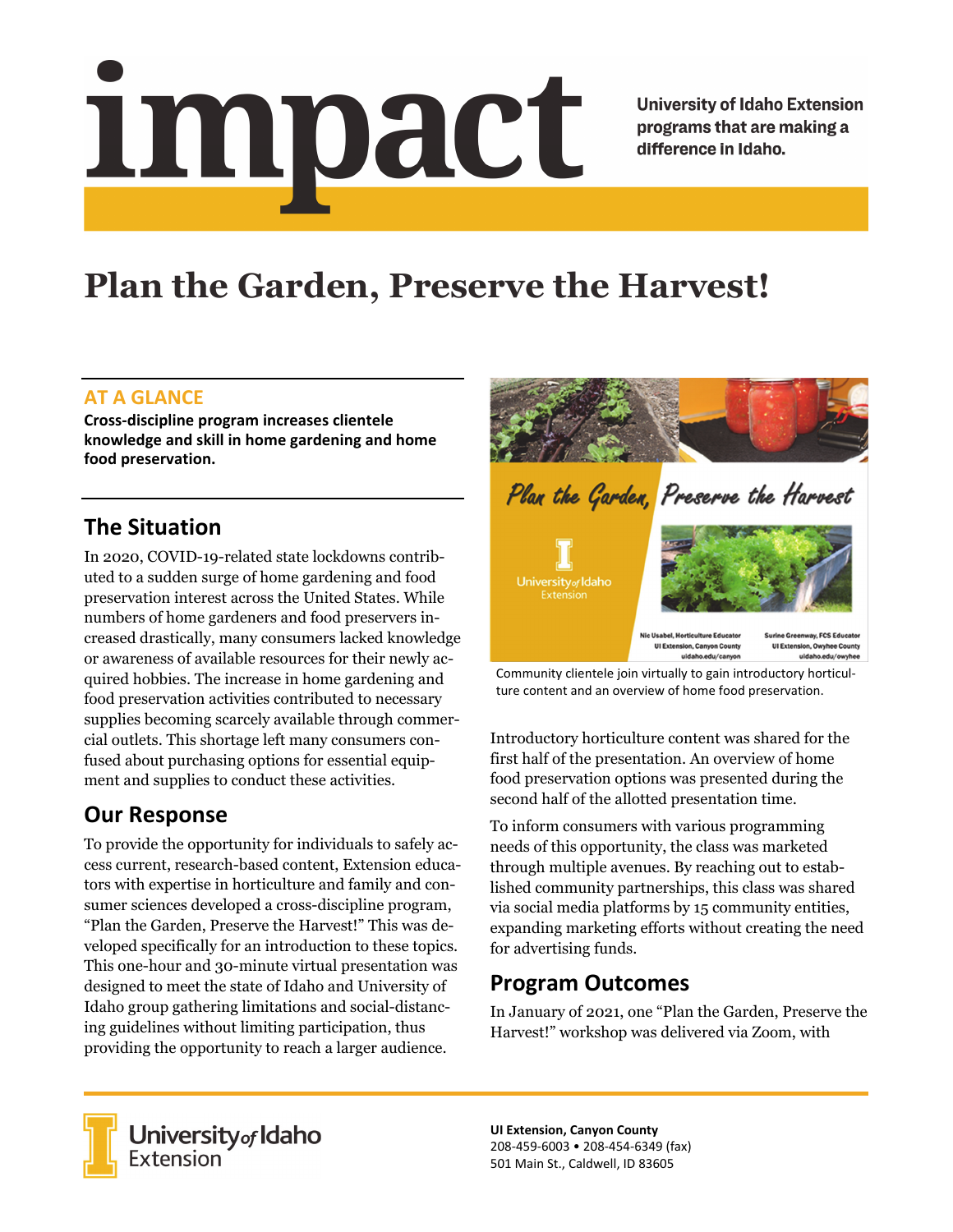# impact

University of Idaho Extension programs that are making a difference in Idaho.

# Plan the Garden, Preserve the Harvest!

## AT A GLANCE

**Cross-discipline program increases clientele knowledge and skill in home gardening and home food preservation.**

## The Situation

In 2020, COVID-19-related state lockdowns contributed to a sudden surge of home gardening and food preservation interest across the United States. While numbers of home gardeners and food preservers increased drastically, many consumers lacked knowledge or awareness of available resources for their newly acquired hobbies. The increase in home gardening and food preservation activities contributed to necessary supplies becoming scarcely available through commercial outlets. This shortage left many consumers confused about purchasing options for essential equipment and supplies to conduct these activities.

## Our Response

To provide the opportunity for individuals to safely access current, research-based content, Extension educators with expertise in horticulture and family and consumer sciences developed a cross-discipline program, "Plan the Garden, Preserve the Harvest!" This was developed specifically for an introduction to these topics. This one-hour and 30-minute virtual presentation was designed to meet the state of Idaho and University of Idaho group gathering limitations and social-distancing guidelines without limiting participation, thus providing the opportunity to reach a larger audience.

Community clientele join virtually to gain introductory horticulture content and an overview of home food preservation.

Introductory horticulture content was shared for the first half of the presentation. An overview of home food preservation options was presented during the second half of the allotted presentation time.

To inform consumers with various programming needs of this opportunity, the class was marketed through multiple avenues. By reaching out to established community partnerships, this class was shared via social media platforms by 15 community entities, expanding marketing efforts without creating the need for advertising funds.

## Program Outcomes

In January of 2021, one "Plan the Garden, Preserve the Harvest!" workshop was delivered via Zoom, with

University of Idaho Extension

**UI Extension, Canyon County**
208-459-6003 • 208-454-6349 (fax)
501 Main St., Caldwell, ID 83605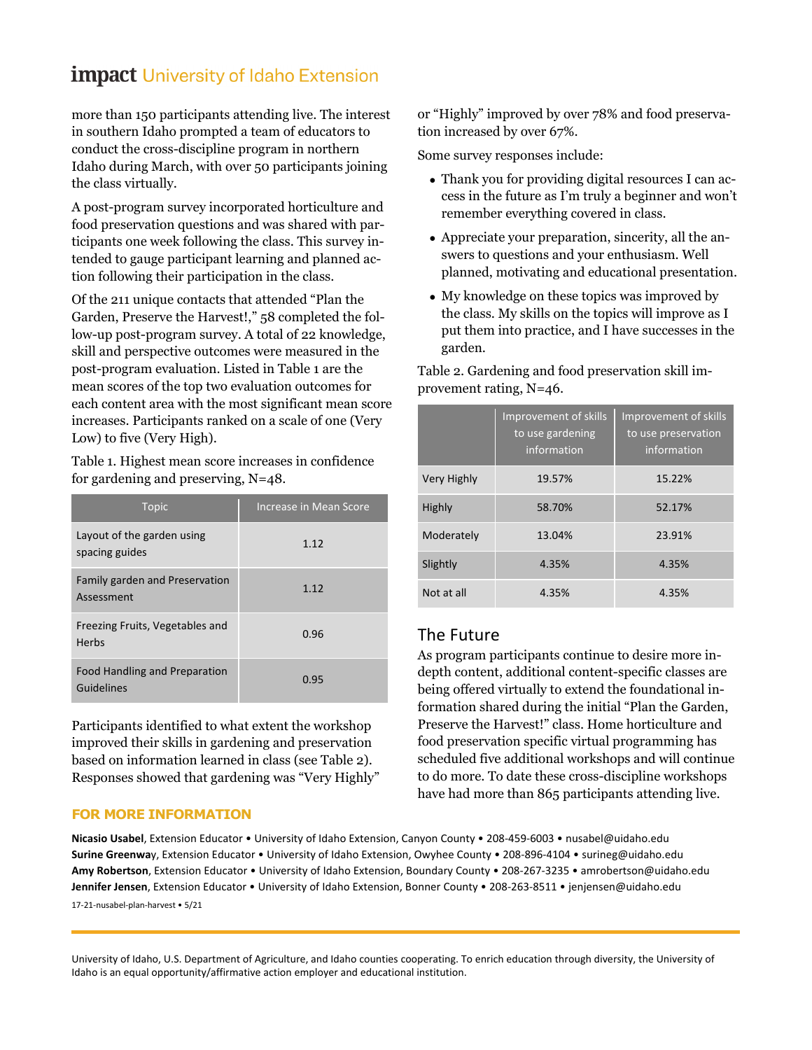more than 150 participants attending live. The interest in southern Idaho prompted a team of educators to conduct the cross-discipline program in northern Idaho during March, with over 50 participants joining the class virtually.

A post-program survey incorporated horticulture and food preservation questions and was shared with participants one week following the class. This survey intended to gauge participant learning and planned action following their participation in the class.

Of the 211 unique contacts that attended "Plan the Garden, Preserve the Harvest!," 58 completed the follow-up post-program survey. A total of 22 knowledge, skill and perspective outcomes were measured in the post-program evaluation. Listed in Table 1 are the mean scores of the top two evaluation outcomes for each content area with the most significant mean score increases. Participants ranked on a scale of one (Very Low) to five (Very High).

Table 1. Highest mean score increases in confidence for gardening and preserving, N=48.

| Topic | Increase in Mean Score |
|---|---|
| Layout of the garden using spacing guides | 1.12 |
| Family garden and Preservation Assessment | 1.12 |
| Freezing Fruits, Vegetables and Herbs | 0.96 |
| Food Handling and Preparation Guidelines | 0.95 |

Participants identified to what extent the workshop improved their skills in gardening and preservation based on information learned in class (see Table 2). Responses showed that gardening was "Very Highly" or "Highly" improved by over 78% and food preservation increased by over 67%.

Some survey responses include:

- Thank you for providing digital resources I can access in the future as I'm truly a beginner and won't remember everything covered in class.
- Appreciate your preparation, sincerity, all the answers to questions and your enthusiasm. Well planned, motivating and educational presentation.
- My knowledge on these topics was improved by the class. My skills on the topics will improve as I put them into practice, and I have successes in the garden.

Table 2. Gardening and food preservation skill improvement rating, N=46.

| | Improvement of skills to use gardening information | Improvement of skills to use preservation information |
|---|---|---|
| Very Highly | 19.57% | 15.22% |
| Highly | 58.70% | 52.17% |
| Moderately | 13.04% | 23.91% |
| Slightly | 4.35% | 4.35% |
| Not at all | 4.35% | 4.35% |

## The Future

As program participants continue to desire more in-depth content, additional content-specific classes are being offered virtually to extend the foundational information shared during the initial "Plan the Garden, Preserve the Harvest!" class. Home horticulture and food preservation specific virtual programming has scheduled five additional workshops and will continue to do more. To date these cross-discipline workshops have had more than 865 participants attending live.

## FOR MORE INFORMATION

**Nicasio Usabel**, Extension Educator • University of Idaho Extension, Canyon County • 208-459-6003 • nusabel@uidaho.edu

**Surine Greenway**, Extension Educator • University of Idaho Extension, Owyhee County • 208-896-4104 • surineg@uidaho.edu

**Amy Robertson**, Extension Educator • University of Idaho Extension, Boundary County • 208-267-3235 • amrobertson@uidaho.edu

**Jennifer Jensen**, Extension Educator • University of Idaho Extension, Bonner County • 208-263-8511 • jenjensen@uidaho.edu

17-21-nusabel-plan-harvest • 5/21

University of Idaho, U.S. Department of Agriculture, and Idaho counties cooperating. To enrich education through diversity, the University of Idaho is an equal opportunity/affirmative action employer and educational institution.